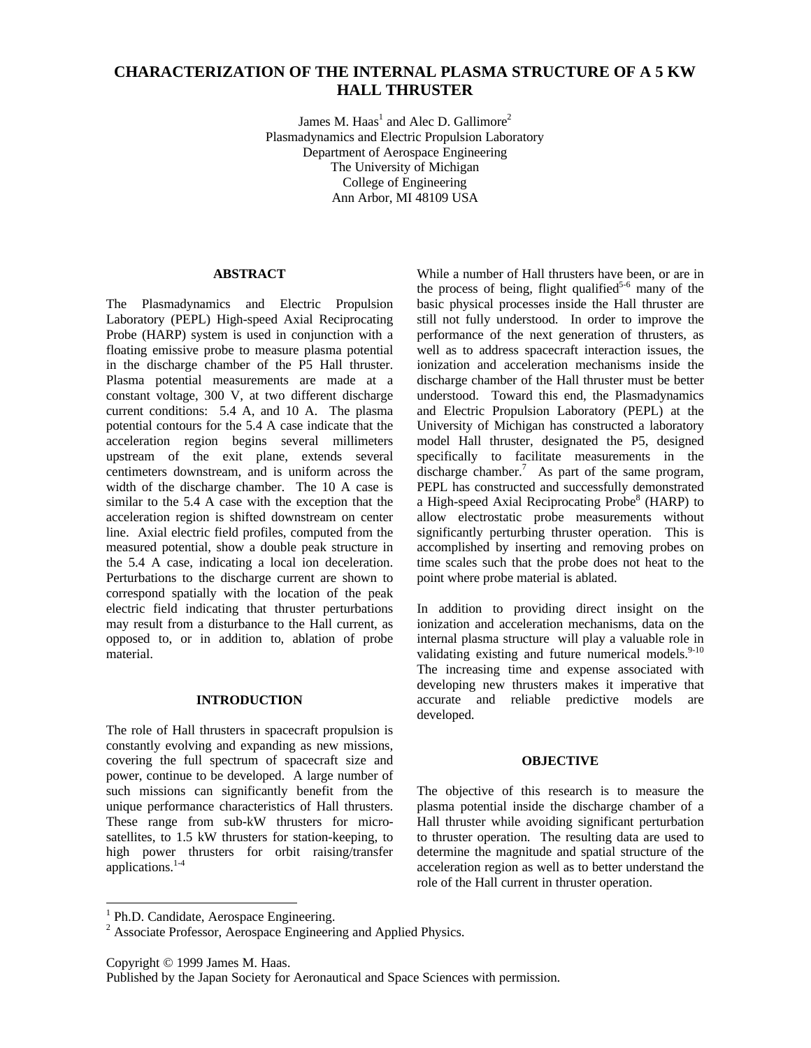# CHARACTERIZATION OF THE INTERNAL PLASMA STRUCTURE OF A 5 KW HALL THRUSTER

James M. Haas[1] and Alec D. Gallimore[2]
Plasmadynamics and Electric Propulsion Laboratory
Department of Aerospace Engineering
The University of Michigan
College of Engineering
Ann Arbor, MI 48109 USA

## ABSTRACT

The Plasmadynamics and Electric Propulsion Laboratory (PEPL) High-speed Axial Reciprocating Probe (HARP) system is used in conjunction with a floating emissive probe to measure plasma potential in the discharge chamber of the P5 Hall thruster. Plasma potential measurements are made at a constant voltage, 300 V, at two different discharge current conditions: 5.4 A, and 10 A. The plasma potential contours for the 5.4 A case indicate that the acceleration region begins several millimeters upstream of the exit plane, extends several centimeters downstream, and is uniform across the width of the discharge chamber. The 10 A case is similar to the 5.4 A case with the exception that the acceleration region is shifted downstream on center line. Axial electric field profiles, computed from the measured potential, show a double peak structure in the 5.4 A case, indicating a local ion deceleration. Perturbations to the discharge current are shown to correspond spatially with the location of the peak electric field indicating that thruster perturbations may result from a disturbance to the Hall current, as opposed to, or in addition to, ablation of probe material.

## INTRODUCTION

The role of Hall thrusters in spacecraft propulsion is constantly evolving and expanding as new missions, covering the full spectrum of spacecraft size and power, continue to be developed. A large number of such missions can significantly benefit from the unique performance characteristics of Hall thrusters. These range from sub-kW thrusters for micro-satellites, to 1.5 kW thrusters for station-keeping, to high power thrusters for orbit raising/transfer applications.[1-4]

While a number of Hall thrusters have been, or are in the process of being, flight qualified[5-6] many of the basic physical processes inside the Hall thruster are still not fully understood. In order to improve the performance of the next generation of thrusters, as well as to address spacecraft interaction issues, the ionization and acceleration mechanisms inside the discharge chamber of the Hall thruster must be better understood. Toward this end, the Plasmadynamics and Electric Propulsion Laboratory (PEPL) at the University of Michigan has constructed a laboratory model Hall thruster, designated the P5, designed specifically to facilitate measurements in the discharge chamber.[7] As part of the same program, PEPL has constructed and successfully demonstrated a High-speed Axial Reciprocating Probe[8] (HARP) to allow electrostatic probe measurements without significantly perturbing thruster operation. This is accomplished by inserting and removing probes on time scales such that the probe does not heat to the point where probe material is ablated.

In addition to providing direct insight on the ionization and acceleration mechanisms, data on the internal plasma structure will play a valuable role in validating existing and future numerical models.[9-10] The increasing time and expense associated with developing new thrusters makes it imperative that accurate and reliable predictive models are developed.

## OBJECTIVE

The objective of this research is to measure the plasma potential inside the discharge chamber of a Hall thruster while avoiding significant perturbation to thruster operation. The resulting data are used to determine the magnitude and spatial structure of the acceleration region as well as to better understand the role of the Hall current in thruster operation.

[1] Ph.D. Candidate, Aerospace Engineering.
[2] Associate Professor, Aerospace Engineering and Applied Physics.

Copyright © 1999 James M. Haas.
Published by the Japan Society for Aeronautical and Space Sciences with permission.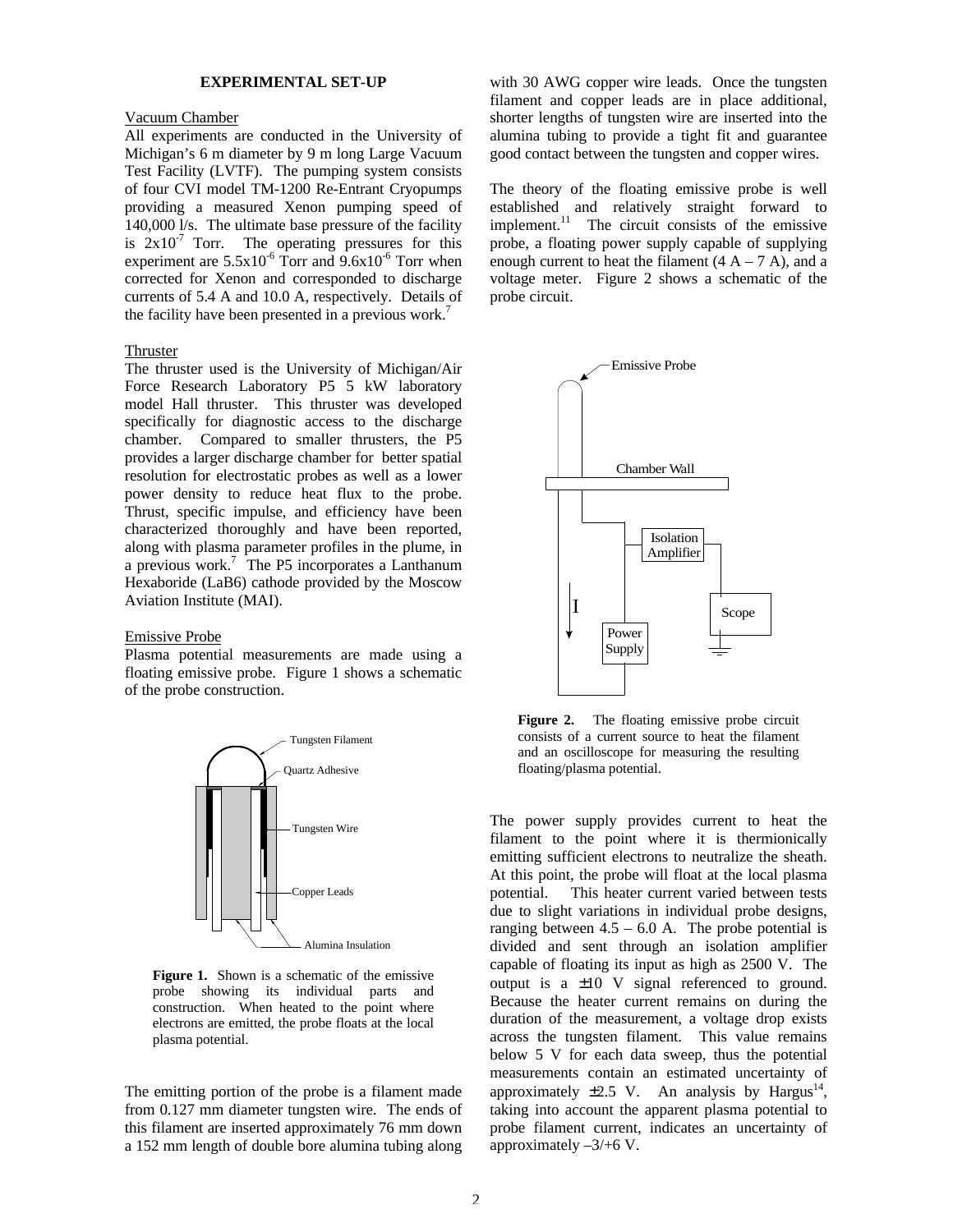## EXPERIMENTAL SET-UP

### Vacuum Chamber

All experiments are conducted in the University of Michigan's 6 m diameter by 9 m long Large Vacuum Test Facility (LVTF). The pumping system consists of four CVI model TM-1200 Re-Entrant Cryopumps providing a measured Xenon pumping speed of 140,000 l/s. The ultimate base pressure of the facility is $2 \times 10^{-7}$ Torr. The operating pressures for this experiment are $5.5 \times 10^{-6}$ Torr and $9.6 \times 10^{-6}$ Torr when corrected for Xenon and corresponded to discharge currents of 5.4 A and 10.0 A, respectively. Details of the facility have been presented in a previous work.[7]

### Thruster

The thruster used is the University of Michigan/Air Force Research Laboratory P5 5 kW laboratory model Hall thruster. This thruster was developed specifically for diagnostic access to the discharge chamber. Compared to smaller thrusters, the P5 provides a larger discharge chamber for better spatial resolution for electrostatic probes as well as a lower power density to reduce heat flux to the probe. Thrust, specific impulse, and efficiency have been characterized thoroughly and have been reported, along with plasma parameter profiles in the plume, in a previous work.[7] The P5 incorporates a Lanthanum Hexaboride (LaB6) cathode provided by the Moscow Aviation Institute (MAI).

### Emissive Probe

Plasma potential measurements are made using a floating emissive probe. Figure 1 shows a schematic of the probe construction.

**Figure 1.** Shown is a schematic of the emissive probe showing its individual parts and construction. When heated to the point where electrons are emitted, the probe floats at the local plasma potential.

The emitting portion of the probe is a filament made from 0.127 mm diameter tungsten wire. The ends of this filament are inserted approximately 76 mm down a 152 mm length of double bore alumina tubing along with 30 AWG copper wire leads. Once the tungsten filament and copper leads are in place additional, shorter lengths of tungsten wire are inserted into the alumina tubing to provide a tight fit and guarantee good contact between the tungsten and copper wires.

The theory of the floating emissive probe is well established and relatively straight forward to implement.[11] The circuit consists of the emissive probe, a floating power supply capable of supplying enough current to heat the filament (4 A – 7 A), and a voltage meter. Figure 2 shows a schematic of the probe circuit.

**Figure 2.** The floating emissive probe circuit consists of a current source to heat the filament and an oscilloscope for measuring the resulting floating/plasma potential.

The power supply provides current to heat the filament to the point where it is thermionically emitting sufficient electrons to neutralize the sheath. At this point, the probe will float at the local plasma potential. This heater current varied between tests due to slight variations in individual probe designs, ranging between 4.5 – 6.0 A. The probe potential is divided and sent through an isolation amplifier capable of floating its input as high as 2500 V. The output is a ±10 V signal referenced to ground. Because the heater current remains on during the duration of the measurement, a voltage drop exists across the tungsten filament. This value remains below 5 V for each data sweep, thus the potential measurements contain an estimated uncertainty of approximately ±2.5 V. An analysis by Hargus[14], taking into account the apparent plasma potential to probe filament current, indicates an uncertainty of approximately –3/+6 V.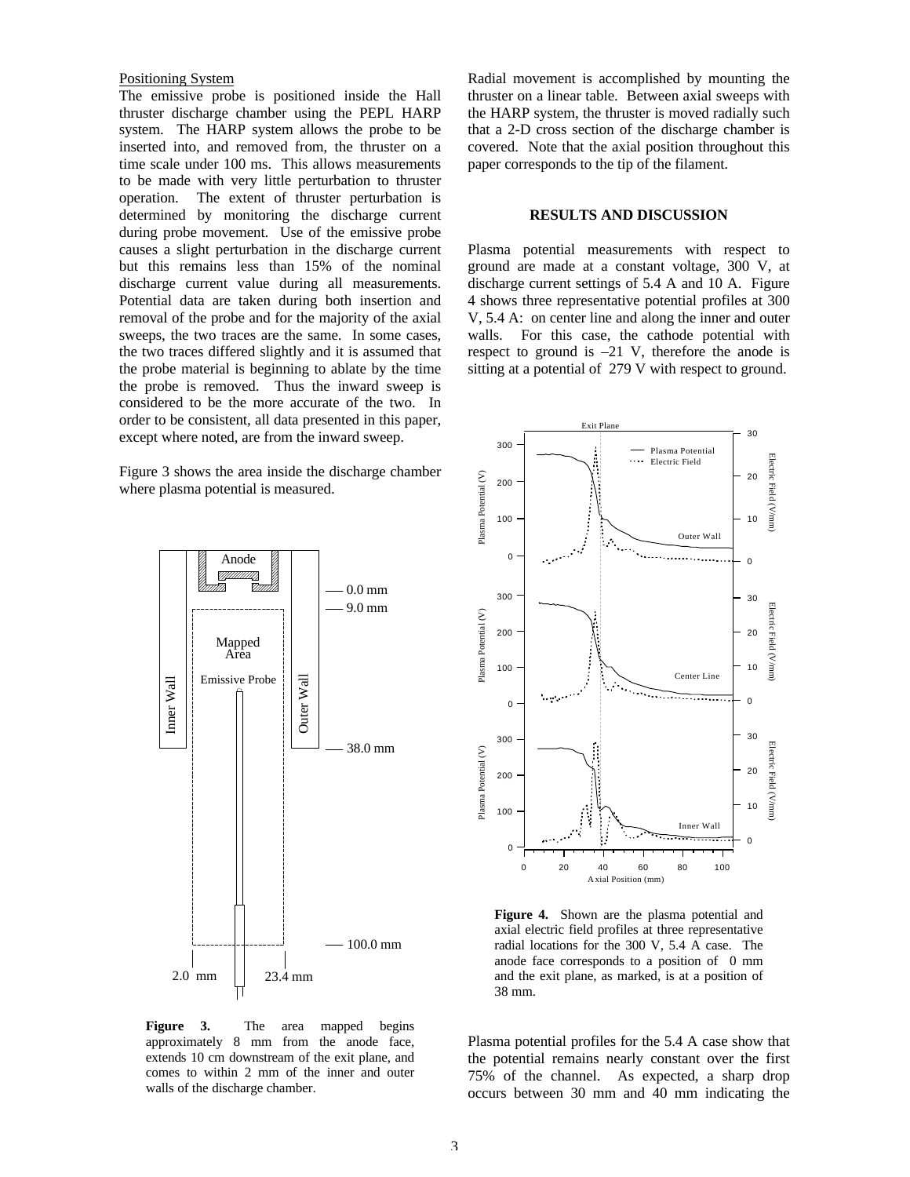Positioning System

The emissive probe is positioned inside the Hall thruster discharge chamber using the PEPL HARP system. The HARP system allows the probe to be inserted into, and removed from, the thruster on a time scale under 100 ms. This allows measurements to be made with very little perturbation to thruster operation. The extent of thruster perturbation is determined by monitoring the discharge current during probe movement. Use of the emissive probe causes a slight perturbation in the discharge current but this remains less than 15% of the nominal discharge current value during all measurements. Potential data are taken during both insertion and removal of the probe and for the majority of the axial sweeps, the two traces are the same. In some cases, the two traces differed slightly and it is assumed that the probe material is beginning to ablate by the time the probe is removed. Thus the inward sweep is considered to be the more accurate of the two. In order to be consistent, all data presented in this paper, except where noted, are from the inward sweep.

Figure 3 shows the area inside the discharge chamber where plasma potential is measured.

**Figure 3.** The area mapped begins approximately 8 mm from the anode face, extends 10 cm downstream of the exit plane, and comes to within 2 mm of the inner and outer walls of the discharge chamber.

Radial movement is accomplished by mounting the thruster on a linear table. Between axial sweeps with the HARP system, the thruster is moved radially such that a 2-D cross section of the discharge chamber is covered. Note that the axial position throughout this paper corresponds to the tip of the filament.

## RESULTS AND DISCUSSION

Plasma potential measurements with respect to ground are made at a constant voltage, 300 V, at discharge current settings of 5.4 A and 10 A. Figure 4 shows three representative potential profiles at 300 V, 5.4 A: on center line and along the inner and outer walls. For this case, the cathode potential with respect to ground is –21 V, therefore the anode is sitting at a potential of 279 V with respect to ground.

**Figure 4.** Shown are the plasma potential and axial electric field profiles at three representative radial locations for the 300 V, 5.4 A case. The anode face corresponds to a position of 0 mm and the exit plane, as marked, is at a position of 38 mm.

Plasma potential profiles for the 5.4 A case show that the potential remains nearly constant over the first 75% of the channel. As expected, a sharp drop occurs between 30 mm and 40 mm indicating the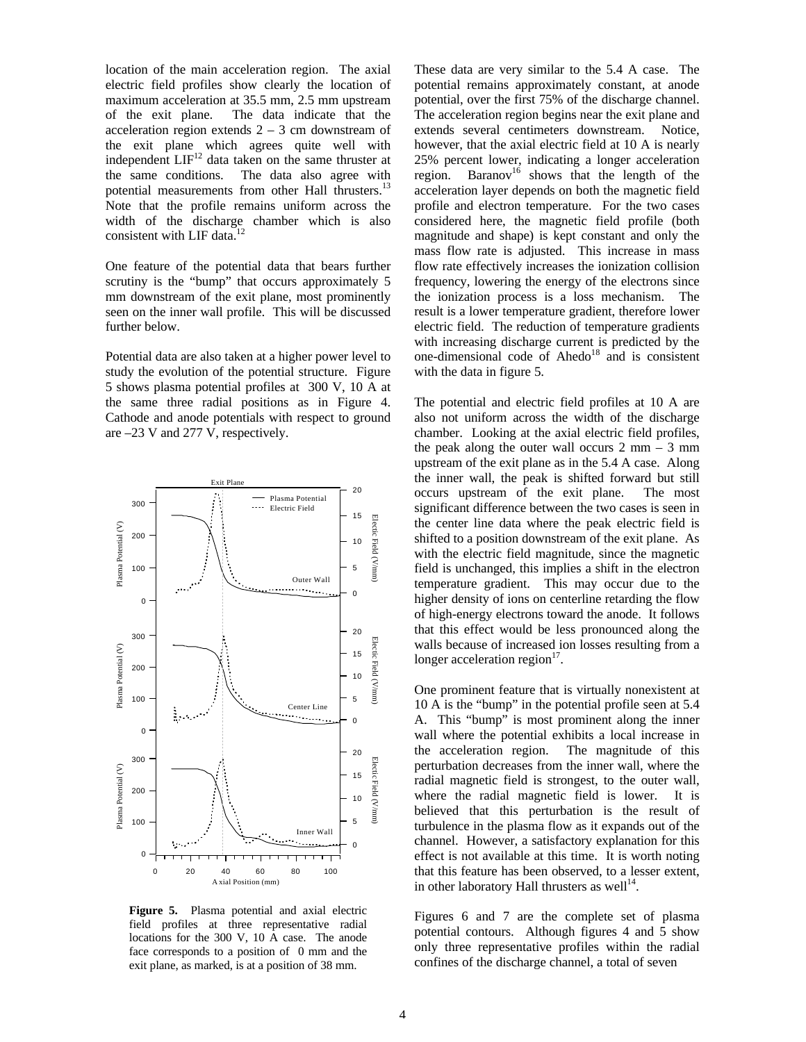location of the main acceleration region. The axial electric field profiles show clearly the location of maximum acceleration at 35.5 mm, 2.5 mm upstream of the exit plane. The data indicate that the acceleration region extends 2 – 3 cm downstream of the exit plane which agrees quite well with independent LIF[12] data taken on the same thruster at the same conditions. The data also agree with potential measurements from other Hall thrusters.[13] Note that the profile remains uniform across the width of the discharge chamber which is also consistent with LIF data.[12]

One feature of the potential data that bears further scrutiny is the "bump" that occurs approximately 5 mm downstream of the exit plane, most prominently seen on the inner wall profile. This will be discussed further below.

Potential data are also taken at a higher power level to study the evolution of the potential structure. Figure 5 shows plasma potential profiles at 300 V, 10 A at the same three radial positions as in Figure 4. Cathode and anode potentials with respect to ground are –23 V and 277 V, respectively.

**Figure 5.** Plasma potential and axial electric field profiles at three representative radial locations for the 300 V, 10 A case. The anode face corresponds to a position of 0 mm and the exit plane, as marked, is at a position of 38 mm.

These data are very similar to the 5.4 A case. The potential remains approximately constant, at anode potential, over the first 75% of the discharge channel. The acceleration region begins near the exit plane and extends several centimeters downstream. Notice, however, that the axial electric field at 10 A is nearly 25% percent lower, indicating a longer acceleration region. Baranov[16] shows that the length of the acceleration layer depends on both the magnetic field profile and electron temperature. For the two cases considered here, the magnetic field profile (both magnitude and shape) is kept constant and only the mass flow rate is adjusted. This increase in mass flow rate effectively increases the ionization collision frequency, lowering the energy of the electrons since the ionization process is a loss mechanism. The result is a lower temperature gradient, therefore lower electric field. The reduction of temperature gradients with increasing discharge current is predicted by the one-dimensional code of Ahedo[18] and is consistent with the data in figure 5.

The potential and electric field profiles at 10 A are also not uniform across the width of the discharge chamber. Looking at the axial electric field profiles, the peak along the outer wall occurs 2 mm – 3 mm upstream of the exit plane as in the 5.4 A case. Along the inner wall, the peak is shifted forward but still occurs upstream of the exit plane. The most significant difference between the two cases is seen in the center line data where the peak electric field is shifted to a position downstream of the exit plane. As with the electric field magnitude, since the magnetic field is unchanged, this implies a shift in the electron temperature gradient. This may occur due to the higher density of ions on centerline retarding the flow of high-energy electrons toward the anode. It follows that this effect would be less pronounced along the walls because of increased ion losses resulting from a longer acceleration region[17].

One prominent feature that is virtually nonexistent at 10 A is the "bump" in the potential profile seen at 5.4 A. This "bump" is most prominent along the inner wall where the potential exhibits a local increase in the acceleration region. The magnitude of this perturbation decreases from the inner wall, where the radial magnetic field is strongest, to the outer wall, where the radial magnetic field is lower. It is believed that this perturbation is the result of turbulence in the plasma flow as it expands out of the channel. However, a satisfactory explanation for this effect is not available at this time. It is worth noting that this feature has been observed, to a lesser extent, in other laboratory Hall thrusters as well[14].

Figures 6 and 7 are the complete set of plasma potential contours. Although figures 4 and 5 show only three representative profiles within the radial confines of the discharge channel, a total of seven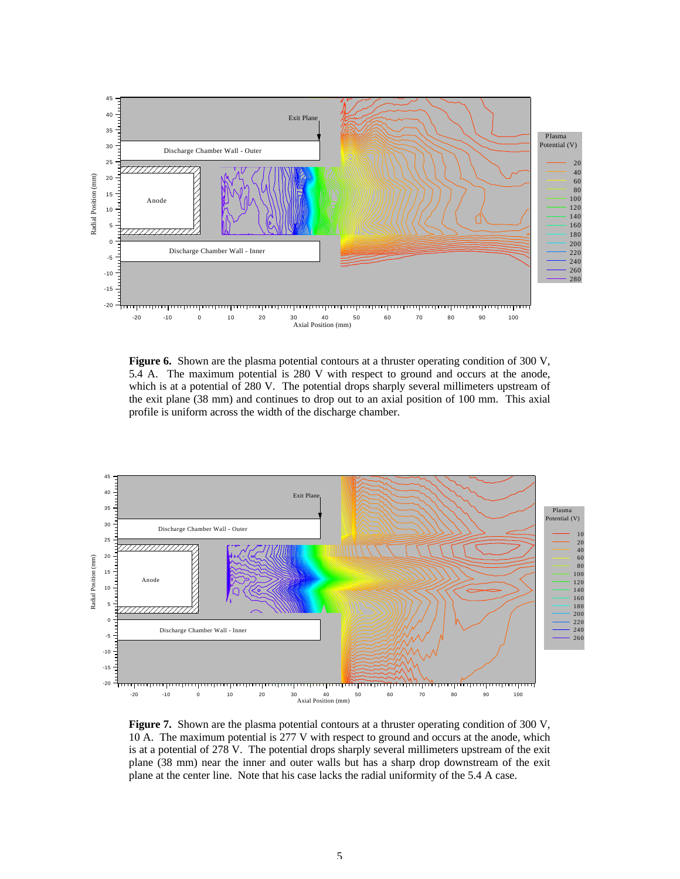**Figure 6.** Shown are the plasma potential contours at a thruster operating condition of 300 V, 5.4 A. The maximum potential is 280 V with respect to ground and occurs at the anode, which is at a potential of 280 V. The potential drops sharply several millimeters upstream of the exit plane (38 mm) and continues to drop out to an axial position of 100 mm. This axial profile is uniform across the width of the discharge chamber.

**Figure 7.** Shown are the plasma potential contours at a thruster operating condition of 300 V, 10 A. The maximum potential is 277 V with respect to ground and occurs at the anode, which is at a potential of 278 V. The potential drops sharply several millimeters upstream of the exit plane (38 mm) near the inner and outer walls but has a sharp drop downstream of the exit plane at the center line. Note that his case lacks the radial uniformity of the 5.4 A case.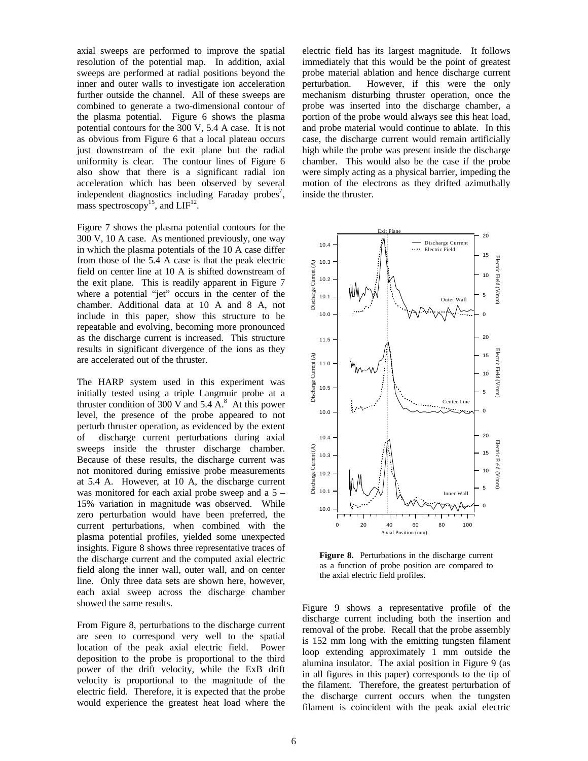axial sweeps are performed to improve the spatial resolution of the potential map. In addition, axial sweeps are performed at radial positions beyond the inner and outer walls to investigate ion acceleration further outside the channel. All of these sweeps are combined to generate a two-dimensional contour of the plasma potential. Figure 6 shows the plasma potential contours for the 300 V, 5.4 A case. It is not as obvious from Figure 6 that a local plateau occurs just downstream of the exit plane but the radial uniformity is clear. The contour lines of Figure 6 also show that there is a significant radial ion acceleration which has been observed by several independent diagnostics including Faraday probes[7], mass spectroscopy[15], and LIF[12].

Figure 7 shows the plasma potential contours for the 300 V, 10 A case. As mentioned previously, one way in which the plasma potentials of the 10 A case differ from those of the 5.4 A case is that the peak electric field on center line at 10 A is shifted downstream of the exit plane. This is readily apparent in Figure 7 where a potential "jet" occurs in the center of the chamber. Additional data at 10 A and 8 A, not include in this paper, show this structure to be repeatable and evolving, becoming more pronounced as the discharge current is increased. This structure results in significant divergence of the ions as they are accelerated out of the thruster.

The HARP system used in this experiment was initially tested using a triple Langmuir probe at a thruster condition of 300 V and 5.4 A.[8] At this power level, the presence of the probe appeared to not perturb thruster operation, as evidenced by the extent of discharge current perturbations during axial sweeps inside the thruster discharge chamber. Because of these results, the discharge current was not monitored during emissive probe measurements at 5.4 A. However, at 10 A, the discharge current was monitored for each axial probe sweep and a 5 – 15% variation in magnitude was observed. While zero perturbation would have been preferred, the current perturbations, when combined with the plasma potential profiles, yielded some unexpected insights. Figure 8 shows three representative traces of the discharge current and the computed axial electric field along the inner wall, outer wall, and on center line. Only three data sets are shown here, however, each axial sweep across the discharge chamber showed the same results.

From Figure 8, perturbations to the discharge current are seen to correspond very well to the spatial location of the peak axial electric field. Power deposition to the probe is proportional to the third power of the drift velocity, while the ExB drift velocity is proportional to the magnitude of the electric field. Therefore, it is expected that the probe would experience the greatest heat load where the electric field has its largest magnitude. It follows immediately that this would be the point of greatest probe material ablation and hence discharge current perturbation. However, if this were the only mechanism disturbing thruster operation, once the probe was inserted into the discharge chamber, a portion of the probe would always see this heat load, and probe material would continue to ablate. In this case, the discharge current would remain artificially high while the probe was present inside the discharge chamber. This would also be the case if the probe were simply acting as a physical barrier, impeding the motion of the electrons as they drifted azimuthally inside the thruster.

**Figure 8.** Perturbations in the discharge current as a function of probe position are compared to the axial electric field profiles.

Figure 9 shows a representative profile of the discharge current including both the insertion and removal of the probe. Recall that the probe assembly is 152 mm long with the emitting tungsten filament loop extending approximately 1 mm outside the alumina insulator. The axial position in Figure 9 (as in all figures in this paper) corresponds to the tip of the filament. Therefore, the greatest perturbation of the discharge current occurs when the tungsten filament is coincident with the peak axial electric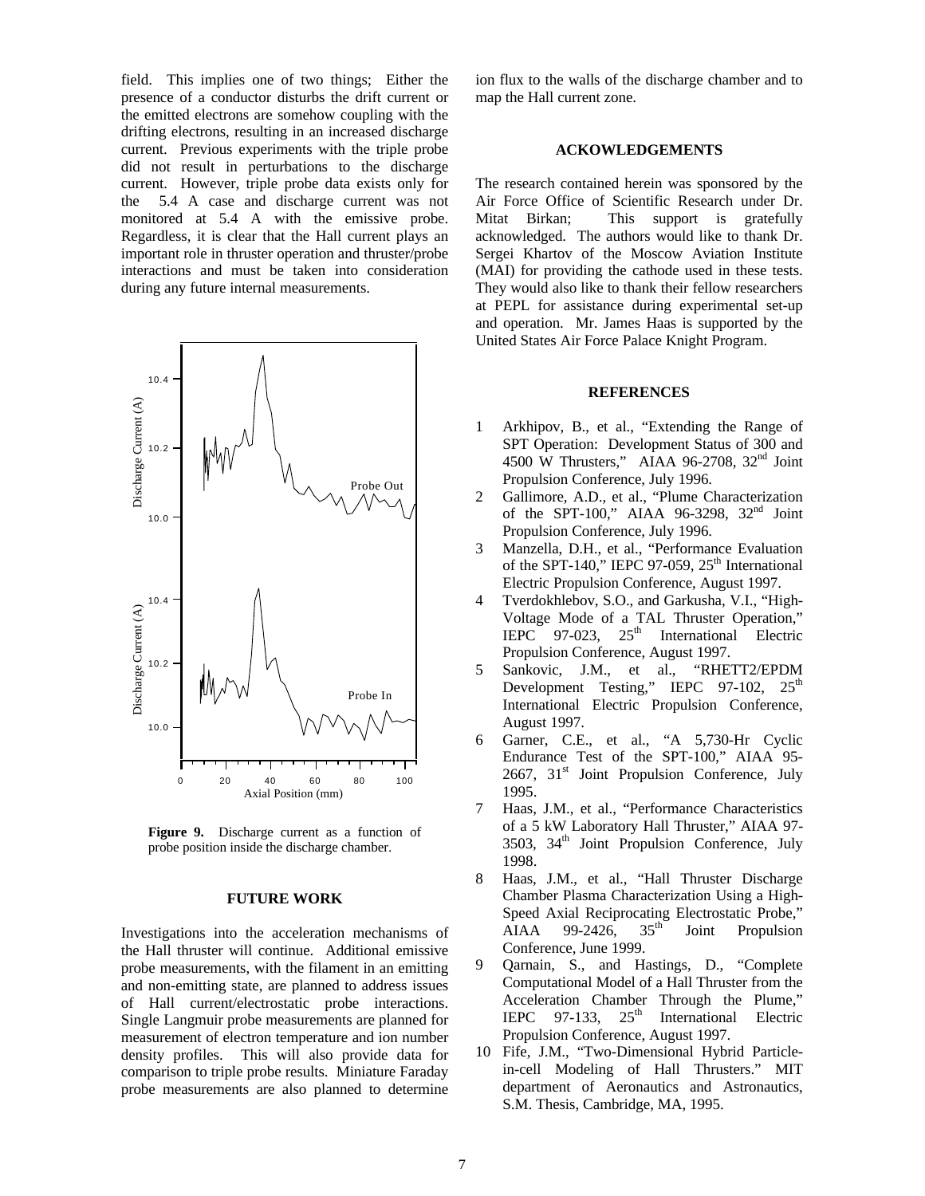field. This implies one of two things; Either the presence of a conductor disturbs the drift current or the emitted electrons are somehow coupling with the drifting electrons, resulting in an increased discharge current. Previous experiments with the triple probe did not result in perturbations to the discharge current. However, triple probe data exists only for the 5.4 A case and discharge current was not monitored at 5.4 A with the emissive probe. Regardless, it is clear that the Hall current plays an important role in thruster operation and thruster/probe interactions and must be taken into consideration during any future internal measurements.

**Figure 9.** Discharge current as a function of probe position inside the discharge chamber.

## FUTURE WORK

Investigations into the acceleration mechanisms of the Hall thruster will continue. Additional emissive probe measurements, with the filament in an emitting and non-emitting state, are planned to address issues of Hall current/electrostatic probe interactions. Single Langmuir probe measurements are planned for measurement of electron temperature and ion number density profiles. This will also provide data for comparison to triple probe results. Miniature Faraday probe measurements are also planned to determine ion flux to the walls of the discharge chamber and to map the Hall current zone.

## ACKOWLEDGEMENTS

The research contained herein was sponsored by the Air Force Office of Scientific Research under Dr. Mitat Birkan; This support is gratefully acknowledged. The authors would like to thank Dr. Sergei Khartov of the Moscow Aviation Institute (MAI) for providing the cathode used in these tests. They would also like to thank their fellow researchers at PEPL for assistance during experimental set-up and operation. Mr. James Haas is supported by the United States Air Force Palace Knight Program.

## REFERENCES

1. Arkhipov, B., et al., "Extending the Range of SPT Operation: Development Status of 300 and 4500 W Thrusters," AIAA 96-2708, 32nd Joint Propulsion Conference, July 1996.
2. Gallimore, A.D., et al., "Plume Characterization of the SPT-100," AIAA 96-3298, 32nd Joint Propulsion Conference, July 1996.
3. Manzella, D.H., et al., "Performance Evaluation of the SPT-140," IEPC 97-059, 25th International Electric Propulsion Conference, August 1997.
4. Tverdokhlebov, S.O., and Garkusha, V.I., "High-Voltage Mode of a TAL Thruster Operation," IEPC 97-023, 25th International Electric Propulsion Conference, August 1997.
5. Sankovic, J.M., et al., "RHETT2/EPDM Development Testing," IEPC 97-102, 25th International Electric Propulsion Conference, August 1997.
6. Garner, C.E., et al., "A 5,730-Hr Cyclic Endurance Test of the SPT-100," AIAA 95-2667, 31st Joint Propulsion Conference, July 1995.
7. Haas, J.M., et al., "Performance Characteristics of a 5 kW Laboratory Hall Thruster," AIAA 97-3503, 34th Joint Propulsion Conference, July 1998.
8. Haas, J.M., et al., "Hall Thruster Discharge Chamber Plasma Characterization Using a High-Speed Axial Reciprocating Electrostatic Probe," AIAA 99-2426, 35th Joint Propulsion Conference, June 1999.
9. Qarnain, S., and Hastings, D., "Complete Computational Model of a Hall Thruster from the Acceleration Chamber Through the Plume," IEPC 97-133, 25th International Electric Propulsion Conference, August 1997.
10. Fife, J.M., "Two-Dimensional Hybrid Particle-in-cell Modeling of Hall Thrusters." MIT department of Aeronautics and Astronautics, S.M. Thesis, Cambridge, MA, 1995.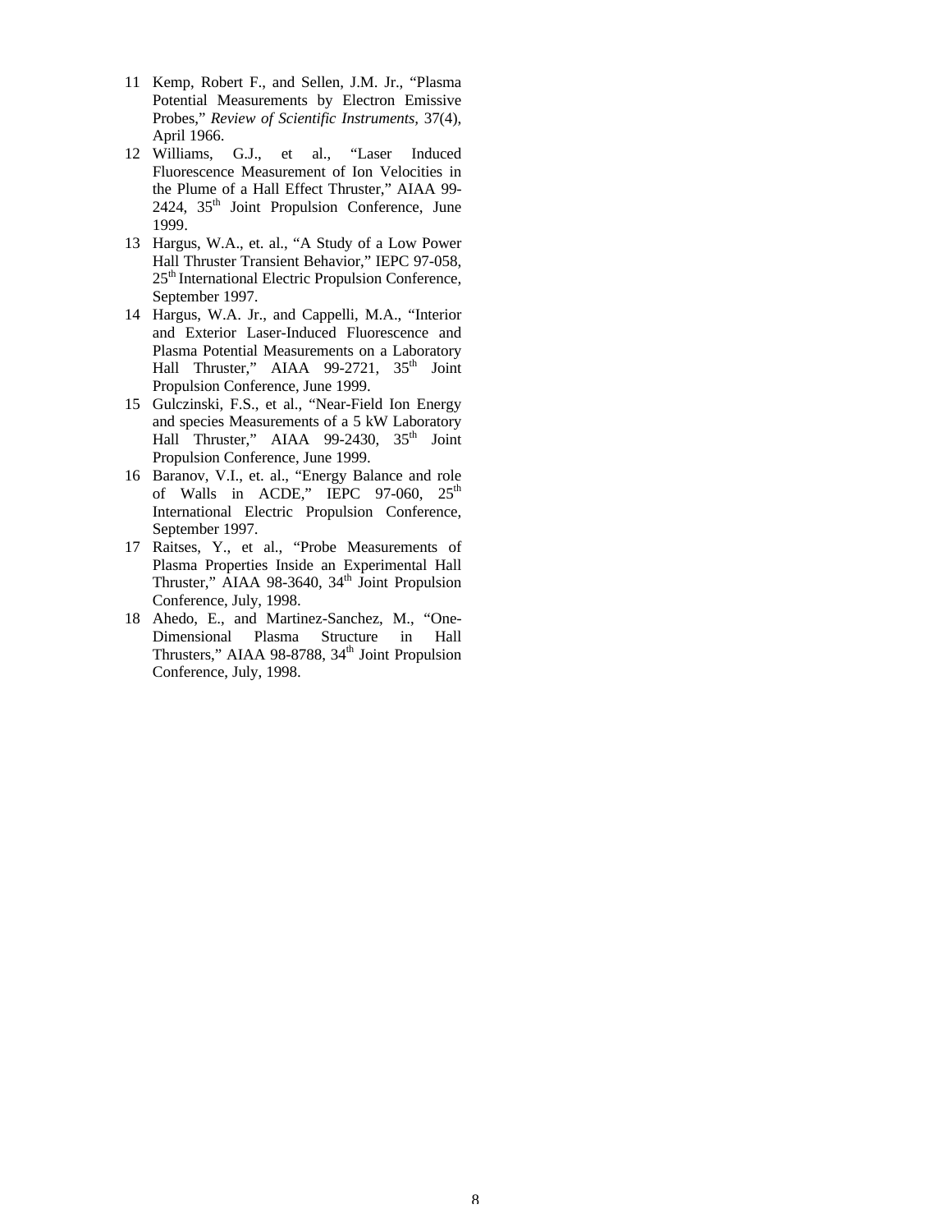11. Kemp, Robert F., and Sellen, J.M. Jr., "Plasma Potential Measurements by Electron Emissive Probes," *Review of Scientific Instruments*, 37(4), April 1966.
12. Williams, G.J., et al., "Laser Induced Fluorescence Measurement of Ion Velocities in the Plume of a Hall Effect Thruster," AIAA 99-2424, 35th Joint Propulsion Conference, June 1999.
13. Hargus, W.A., et. al., "A Study of a Low Power Hall Thruster Transient Behavior," IEPC 97-058, 25th International Electric Propulsion Conference, September 1997.
14. Hargus, W.A. Jr., and Cappelli, M.A., "Interior and Exterior Laser-Induced Fluorescence and Plasma Potential Measurements on a Laboratory Hall Thruster," AIAA 99-2721, 35th Joint Propulsion Conference, June 1999.
15. Gulczinski, F.S., et al., "Near-Field Ion Energy and species Measurements of a 5 kW Laboratory Hall Thruster," AIAA 99-2430, 35th Joint Propulsion Conference, June 1999.
16. Baranov, V.I., et. al., "Energy Balance and role of Walls in ACDE," IEPC 97-060, 25th International Electric Propulsion Conference, September 1997.
17. Raitses, Y., et al., "Probe Measurements of Plasma Properties Inside an Experimental Hall Thruster," AIAA 98-3640, 34th Joint Propulsion Conference, July, 1998.
18. Ahedo, E., and Martinez-Sanchez, M., "One-Dimensional Plasma Structure in Hall Thrusters," AIAA 98-8788, 34th Joint Propulsion Conference, July, 1998.